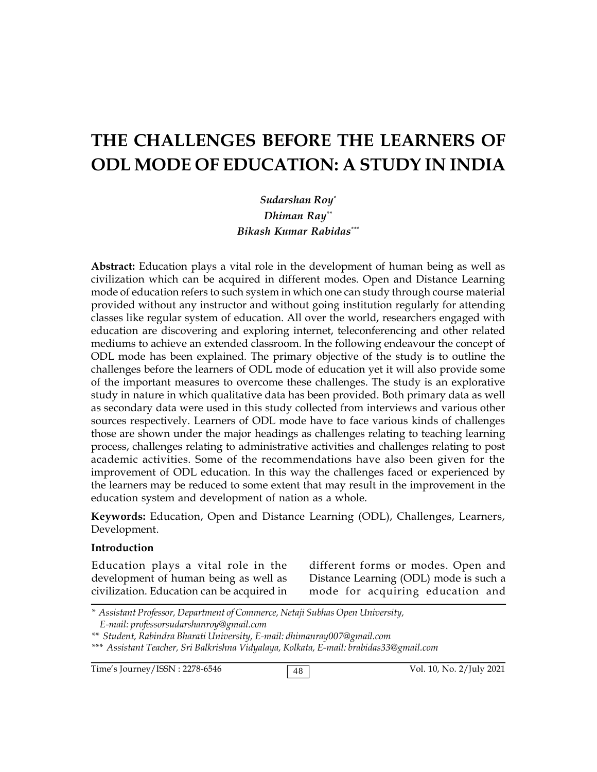# THE CHALLENGES BEFORE THE LEARNERS OF ODL MODE OF EDUCATION: A STUDY IN INDIA

*Sudarshan Roy*[*]
*Dhiman Ray*[**]
*Bikash Kumar Rabidas*[***]

**Abstract:** Education plays a vital role in the development of human being as well as civilization which can be acquired in different modes. Open and Distance Learning mode of education refers to such system in which one can study through course material provided without any instructor and without going institution regularly for attending classes like regular system of education. All over the world, researchers engaged with education are discovering and exploring internet, teleconferencing and other related mediums to achieve an extended classroom. In the following endeavour the concept of ODL mode has been explained. The primary objective of the study is to outline the challenges before the learners of ODL mode of education yet it will also provide some of the important measures to overcome these challenges. The study is an explorative study in nature in which qualitative data has been provided. Both primary data as well as secondary data were used in this study collected from interviews and various other sources respectively. Learners of ODL mode have to face various kinds of challenges those are shown under the major headings as challenges relating to teaching learning process, challenges relating to administrative activities and challenges relating to post academic activities. Some of the recommendations have also been given for the improvement of ODL education. In this way the challenges faced or experienced by the learners may be reduced to some extent that may result in the improvement in the education system and development of nation as a whole.

**Keywords:** Education, Open and Distance Learning (ODL), Challenges, Learners, Development.

## Introduction

Education plays a vital role in the development of human being as well as civilization. Education can be acquired in different forms or modes. Open and Distance Learning (ODL) mode is such a mode for acquiring education and

---

[*] *Assistant Professor, Department of Commerce, Netaji Subhas Open University, E-mail: professorsudarshanroy@gmail.com*

[**] *Student, Rabindra Bharati University, E-mail: dhimanray007@gmail.com*

[***] *Assistant Teacher, Sri Balkrishna Vidyalaya, Kolkata, E-mail: brabidas33@gmail.com*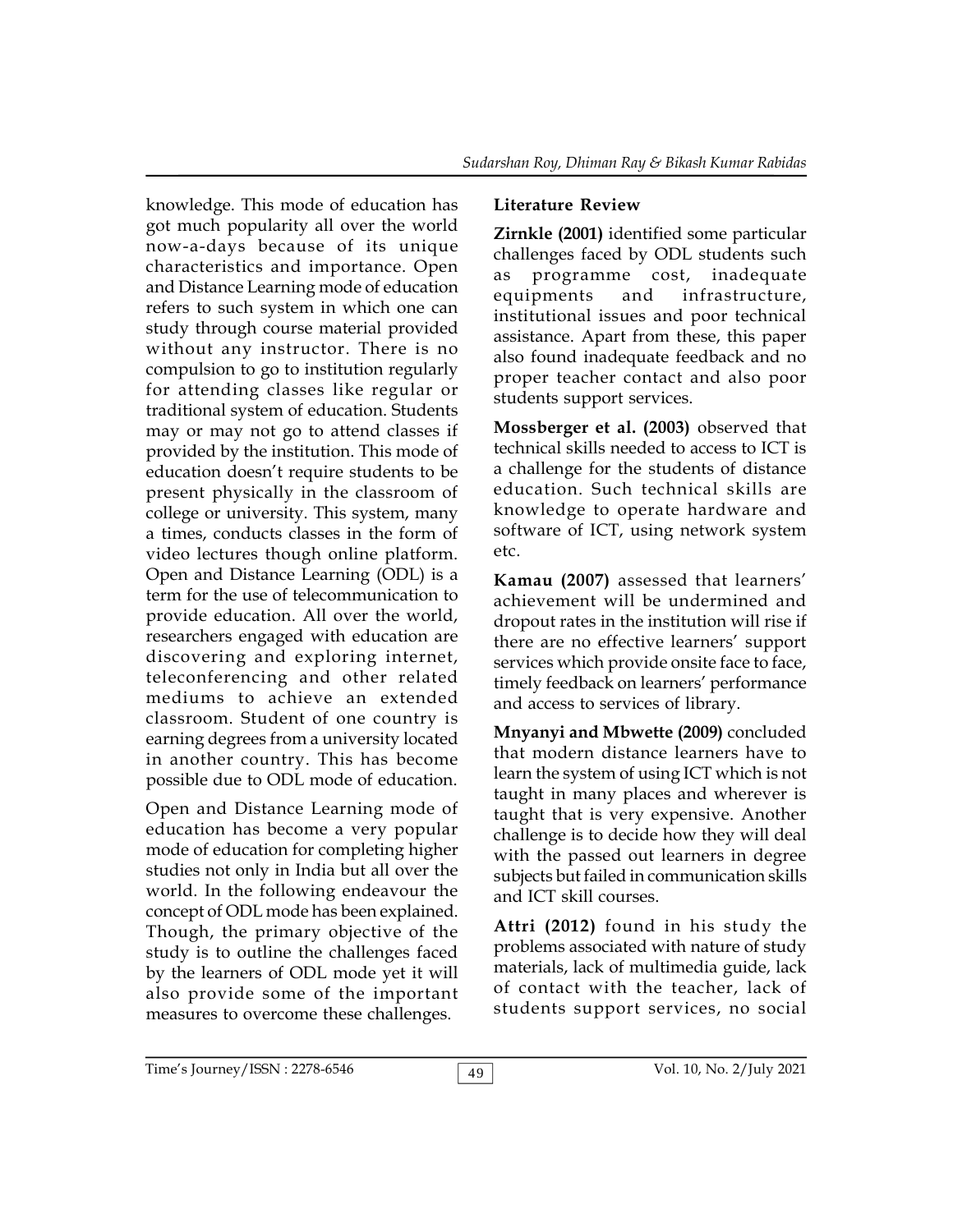knowledge. This mode of education has got much popularity all over the world now-a-days because of its unique characteristics and importance. Open and Distance Learning mode of education refers to such system in which one can study through course material provided without any instructor. There is no compulsion to go to institution regularly for attending classes like regular or traditional system of education. Students may or may not go to attend classes if provided by the institution. This mode of education doesn't require students to be present physically in the classroom of college or university. This system, many a times, conducts classes in the form of video lectures though online platform. Open and Distance Learning (ODL) is a term for the use of telecommunication to provide education. All over the world, researchers engaged with education are discovering and exploring internet, teleconferencing and other related mediums to achieve an extended classroom. Student of one country is earning degrees from a university located in another country. This has become possible due to ODL mode of education.

Open and Distance Learning mode of education has become a very popular mode of education for completing higher studies not only in India but all over the world. In the following endeavour the concept of ODL mode has been explained. Though, the primary objective of the study is to outline the challenges faced by the learners of ODL mode yet it will also provide some of the important measures to overcome these challenges.

## Literature Review

**Zirnkle (2001)** identified some particular challenges faced by ODL students such as programme cost, inadequate equipments and infrastructure, institutional issues and poor technical assistance. Apart from these, this paper also found inadequate feedback and no proper teacher contact and also poor students support services.

**Mossberger et al. (2003)** observed that technical skills needed to access to ICT is a challenge for the students of distance education. Such technical skills are knowledge to operate hardware and software of ICT, using network system etc.

**Kamau (2007)** assessed that learners' achievement will be undermined and dropout rates in the institution will rise if there are no effective learners' support services which provide onsite face to face, timely feedback on learners' performance and access to services of library.

**Mnyanyi and Mbwette (2009)** concluded that modern distance learners have to learn the system of using ICT which is not taught in many places and wherever is taught that is very expensive. Another challenge is to decide how they will deal with the passed out learners in degree subjects but failed in communication skills and ICT skill courses.

**Attri (2012)** found in his study the problems associated with nature of study materials, lack of multimedia guide, lack of contact with the teacher, lack of students support services, no social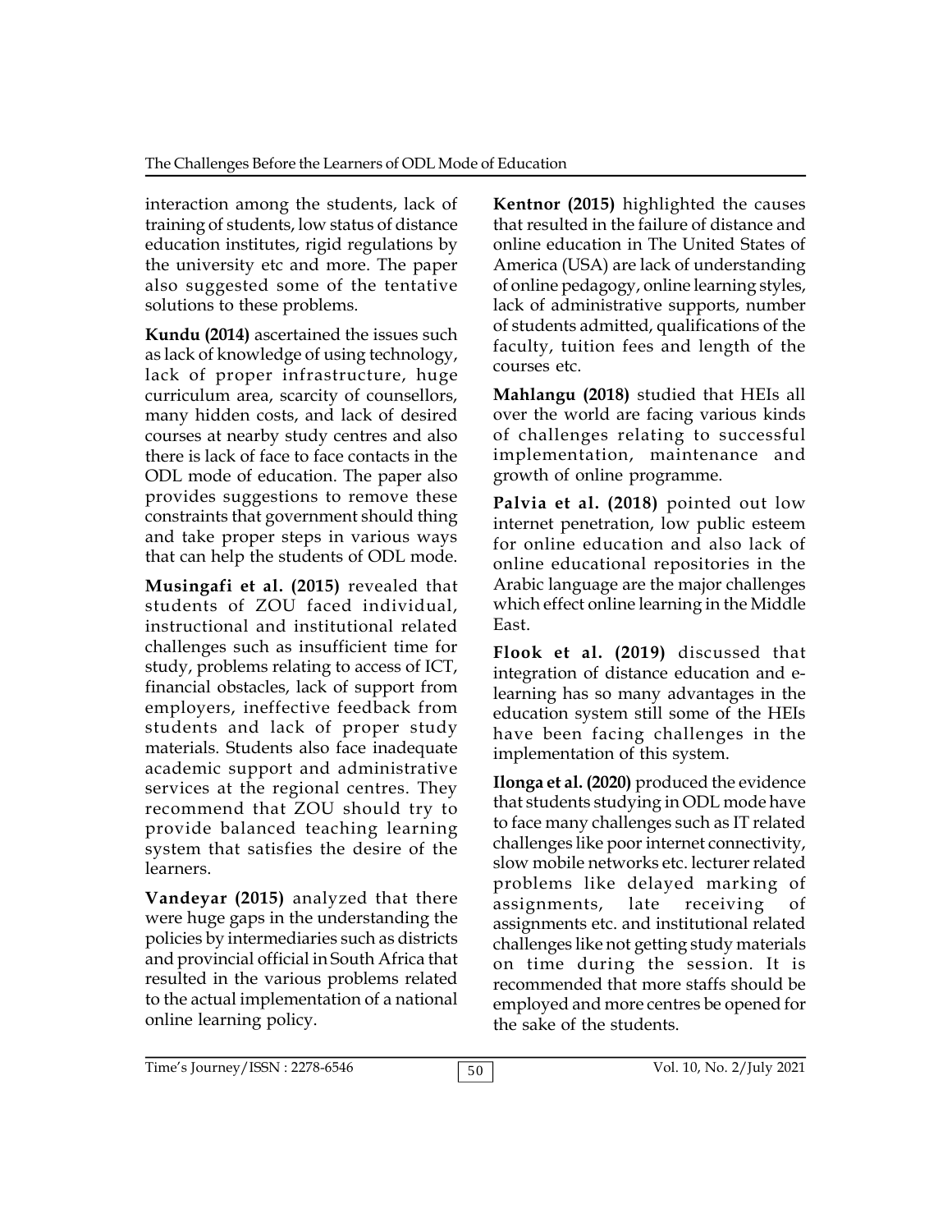interaction among the students, lack of training of students, low status of distance education institutes, rigid regulations by the university etc and more. The paper also suggested some of the tentative solutions to these problems.

**Kundu (2014)** ascertained the issues such as lack of knowledge of using technology, lack of proper infrastructure, huge curriculum area, scarcity of counsellors, many hidden costs, and lack of desired courses at nearby study centres and also there is lack of face to face contacts in the ODL mode of education. The paper also provides suggestions to remove these constraints that government should thing and take proper steps in various ways that can help the students of ODL mode.

**Musingafi et al. (2015)** revealed that students of ZOU faced individual, instructional and institutional related challenges such as insufficient time for study, problems relating to access of ICT, financial obstacles, lack of support from employers, ineffective feedback from students and lack of proper study materials. Students also face inadequate academic support and administrative services at the regional centres. They recommend that ZOU should try to provide balanced teaching learning system that satisfies the desire of the learners.

**Vandeyar (2015)** analyzed that there were huge gaps in the understanding the policies by intermediaries such as districts and provincial official in South Africa that resulted in the various problems related to the actual implementation of a national online learning policy.

**Kentnor (2015)** highlighted the causes that resulted in the failure of distance and online education in The United States of America (USA) are lack of understanding of online pedagogy, online learning styles, lack of administrative supports, number of students admitted, qualifications of the faculty, tuition fees and length of the courses etc.

**Mahlangu (2018)** studied that HEIs all over the world are facing various kinds of challenges relating to successful implementation, maintenance and growth of online programme.

**Palvia et al. (2018)** pointed out low internet penetration, low public esteem for online education and also lack of online educational repositories in the Arabic language are the major challenges which effect online learning in the Middle East.

**Flook et al. (2019)** discussed that integration of distance education and e-learning has so many advantages in the education system still some of the HEIs have been facing challenges in the implementation of this system.

**Ilonga et al. (2020)** produced the evidence that students studying in ODL mode have to face many challenges such as IT related challenges like poor internet connectivity, slow mobile networks etc. lecturer related problems like delayed marking of assignments, late receiving of assignments etc. and institutional related challenges like not getting study materials on time during the session. It is recommended that more staffs should be employed and more centres be opened for the sake of the students.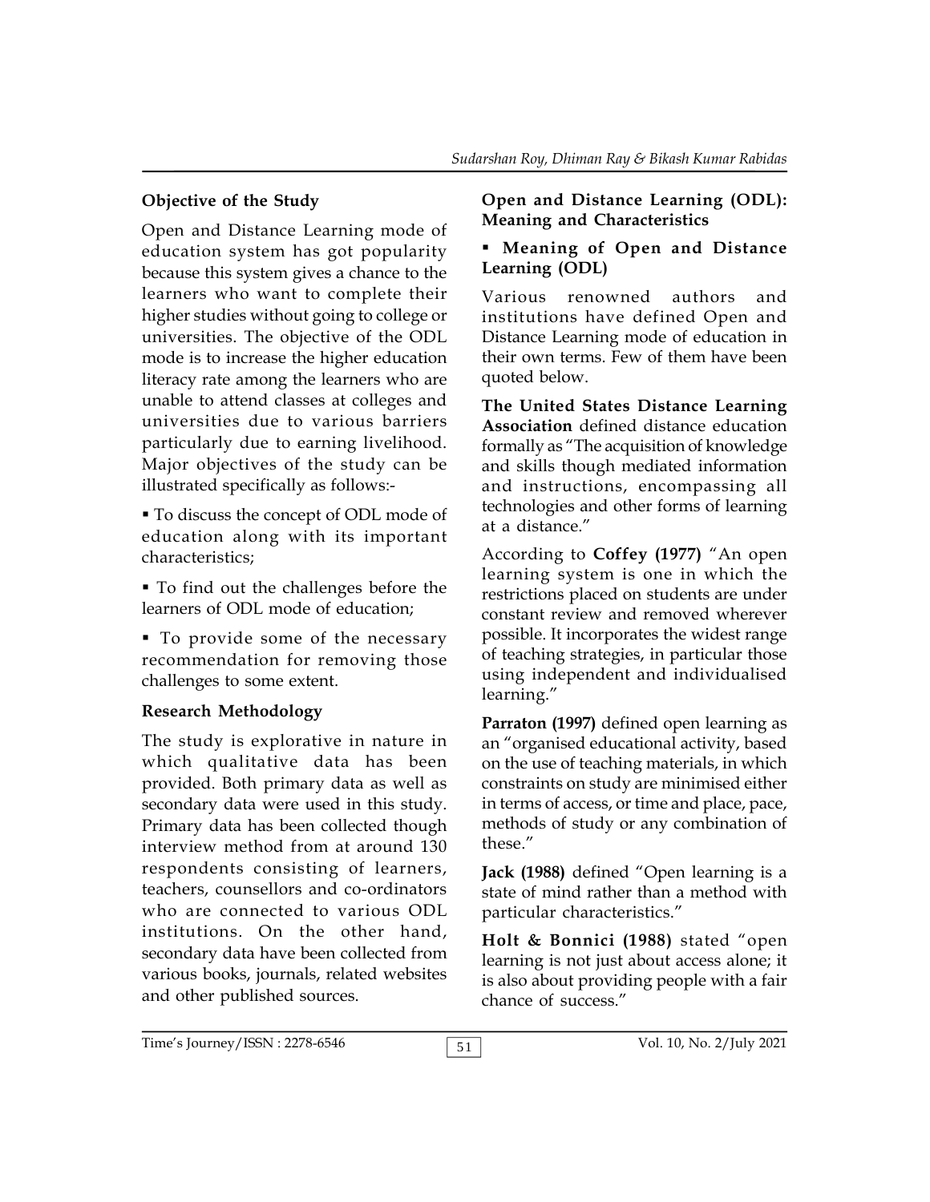## Objective of the Study

Open and Distance Learning mode of education system has got popularity because this system gives a chance to the learners who want to complete their higher studies without going to college or universities. The objective of the ODL mode is to increase the higher education literacy rate among the learners who are unable to attend classes at colleges and universities due to various barriers particularly due to earning livelihood. Major objectives of the study can be illustrated specifically as follows:-

- To discuss the concept of ODL mode of education along with its important characteristics;
- To find out the challenges before the learners of ODL mode of education;
- To provide some of the necessary recommendation for removing those challenges to some extent.

## Research Methodology

The study is explorative in nature in which qualitative data has been provided. Both primary data as well as secondary data were used in this study. Primary data has been collected though interview method from at around 130 respondents consisting of learners, teachers, counsellors and co-ordinators who are connected to various ODL institutions. On the other hand, secondary data have been collected from various books, journals, related websites and other published sources.

## Open and Distance Learning (ODL): Meaning and Characteristics

### ▪ Meaning of Open and Distance Learning (ODL)

Various renowned authors and institutions have defined Open and Distance Learning mode of education in their own terms. Few of them have been quoted below.

**The United States Distance Learning Association** defined distance education formally as "The acquisition of knowledge and skills though mediated information and instructions, encompassing all technologies and other forms of learning at a distance."

According to **Coffey (1977)** "An open learning system is one in which the restrictions placed on students are under constant review and removed wherever possible. It incorporates the widest range of teaching strategies, in particular those using independent and individualised learning."

**Parraton (1997)** defined open learning as an "organised educational activity, based on the use of teaching materials, in which constraints on study are minimised either in terms of access, or time and place, pace, methods of study or any combination of these."

**Jack (1988)** defined "Open learning is a state of mind rather than a method with particular characteristics."

**Holt & Bonnici (1988)** stated "open learning is not just about access alone; it is also about providing people with a fair chance of success."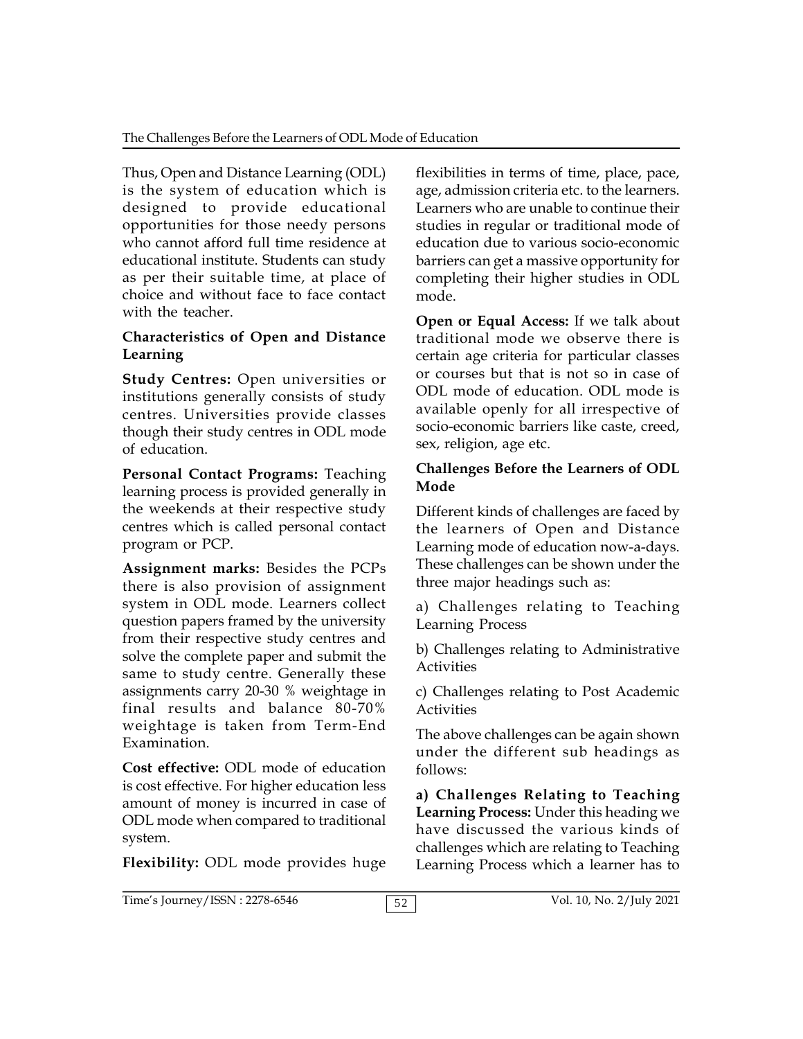Thus, Open and Distance Learning (ODL) is the system of education which is designed to provide educational opportunities for those needy persons who cannot afford full time residence at educational institute. Students can study as per their suitable time, at place of choice and without face to face contact with the teacher.

### Characteristics of Open and Distance Learning

**Study Centres:** Open universities or institutions generally consists of study centres. Universities provide classes though their study centres in ODL mode of education.

**Personal Contact Programs:** Teaching learning process is provided generally in the weekends at their respective study centres which is called personal contact program or PCP.

**Assignment marks:** Besides the PCPs there is also provision of assignment system in ODL mode. Learners collect question papers framed by the university from their respective study centres and solve the complete paper and submit the same to study centre. Generally these assignments carry 20-30 % weightage in final results and balance 80-70% weightage is taken from Term-End Examination.

**Cost effective:** ODL mode of education is cost effective. For higher education less amount of money is incurred in case of ODL mode when compared to traditional system.

**Flexibility:** ODL mode provides huge flexibilities in terms of time, place, pace, age, admission criteria etc. to the learners. Learners who are unable to continue their studies in regular or traditional mode of education due to various socio-economic barriers can get a massive opportunity for completing their higher studies in ODL mode.

**Open or Equal Access:** If we talk about traditional mode we observe there is certain age criteria for particular classes or courses but that is not so in case of ODL mode of education. ODL mode is available openly for all irrespective of socio-economic barriers like caste, creed, sex, religion, age etc.

### Challenges Before the Learners of ODL Mode

Different kinds of challenges are faced by the learners of Open and Distance Learning mode of education now-a-days. These challenges can be shown under the three major headings such as:

a) Challenges relating to Teaching Learning Process

b) Challenges relating to Administrative Activities

c) Challenges relating to Post Academic Activities

The above challenges can be again shown under the different sub headings as follows:

**a) Challenges Relating to Teaching Learning Process:** Under this heading we have discussed the various kinds of challenges which are relating to Teaching Learning Process which a learner has to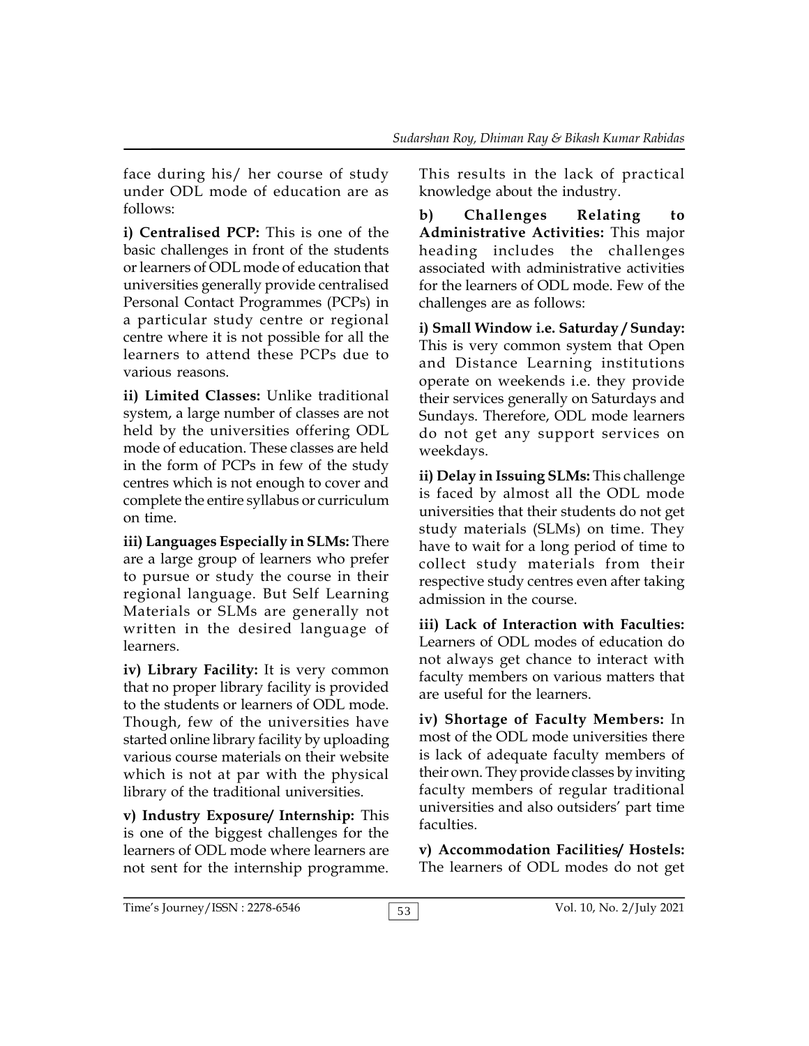face during his/ her course of study under ODL mode of education are as follows:

**i) Centralised PCP:** This is one of the basic challenges in front of the students or learners of ODL mode of education that universities generally provide centralised Personal Contact Programmes (PCPs) in a particular study centre or regional centre where it is not possible for all the learners to attend these PCPs due to various reasons.

**ii) Limited Classes:** Unlike traditional system, a large number of classes are not held by the universities offering ODL mode of education. These classes are held in the form of PCPs in few of the study centres which is not enough to cover and complete the entire syllabus or curriculum on time.

**iii) Languages Especially in SLMs:** There are a large group of learners who prefer to pursue or study the course in their regional language. But Self Learning Materials or SLMs are generally not written in the desired language of learners.

**iv) Library Facility:** It is very common that no proper library facility is provided to the students or learners of ODL mode. Though, few of the universities have started online library facility by uploading various course materials on their website which is not at par with the physical library of the traditional universities.

**v) Industry Exposure/ Internship:** This is one of the biggest challenges for the learners of ODL mode where learners are not sent for the internship programme. This results in the lack of practical knowledge about the industry.

**b) Challenges Relating to Administrative Activities:** This major heading includes the challenges associated with administrative activities for the learners of ODL mode. Few of the challenges are as follows:

**i) Small Window i.e. Saturday / Sunday:** This is very common system that Open and Distance Learning institutions operate on weekends i.e. they provide their services generally on Saturdays and Sundays. Therefore, ODL mode learners do not get any support services on weekdays.

**ii) Delay in Issuing SLMs:** This challenge is faced by almost all the ODL mode universities that their students do not get study materials (SLMs) on time. They have to wait for a long period of time to collect study materials from their respective study centres even after taking admission in the course.

**iii) Lack of Interaction with Faculties:** Learners of ODL modes of education do not always get chance to interact with faculty members on various matters that are useful for the learners.

**iv) Shortage of Faculty Members:** In most of the ODL mode universities there is lack of adequate faculty members of their own. They provide classes by inviting faculty members of regular traditional universities and also outsiders' part time faculties.

**v) Accommodation Facilities/ Hostels:** The learners of ODL modes do not get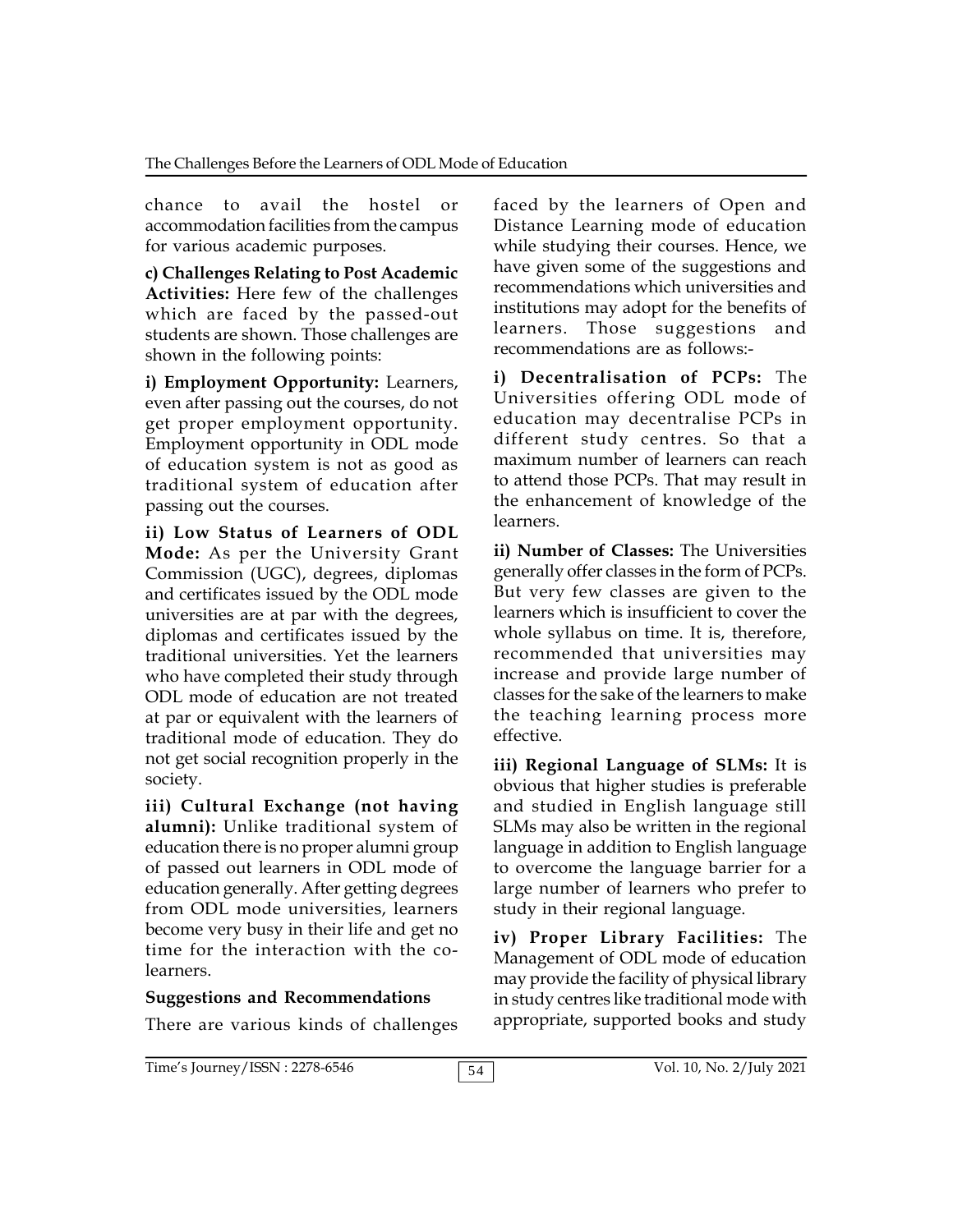chance to avail the hostel or accommodation facilities from the campus for various academic purposes.

**c) Challenges Relating to Post Academic Activities:** Here few of the challenges which are faced by the passed-out students are shown. Those challenges are shown in the following points:

**i) Employment Opportunity:** Learners, even after passing out the courses, do not get proper employment opportunity. Employment opportunity in ODL mode of education system is not as good as traditional system of education after passing out the courses.

**ii) Low Status of Learners of ODL Mode:** As per the University Grant Commission (UGC), degrees, diplomas and certificates issued by the ODL mode universities are at par with the degrees, diplomas and certificates issued by the traditional universities. Yet the learners who have completed their study through ODL mode of education are not treated at par or equivalent with the learners of traditional mode of education. They do not get social recognition properly in the society.

**iii) Cultural Exchange (not having alumni):** Unlike traditional system of education there is no proper alumni group of passed out learners in ODL mode of education generally. After getting degrees from ODL mode universities, learners become very busy in their life and get no time for the interaction with the co-learners.

### Suggestions and Recommendations

There are various kinds of challenges faced by the learners of Open and Distance Learning mode of education while studying their courses. Hence, we have given some of the suggestions and recommendations which universities and institutions may adopt for the benefits of learners. Those suggestions and recommendations are as follows:-

**i) Decentralisation of PCPs:** The Universities offering ODL mode of education may decentralise PCPs in different study centres. So that a maximum number of learners can reach to attend those PCPs. That may result in the enhancement of knowledge of the learners.

**ii) Number of Classes:** The Universities generally offer classes in the form of PCPs. But very few classes are given to the learners which is insufficient to cover the whole syllabus on time. It is, therefore, recommended that universities may increase and provide large number of classes for the sake of the learners to make the teaching learning process more effective.

**iii) Regional Language of SLMs:** It is obvious that higher studies is preferable and studied in English language still SLMs may also be written in the regional language in addition to English language to overcome the language barrier for a large number of learners who prefer to study in their regional language.

**iv) Proper Library Facilities:** The Management of ODL mode of education may provide the facility of physical library in study centres like traditional mode with appropriate, supported books and study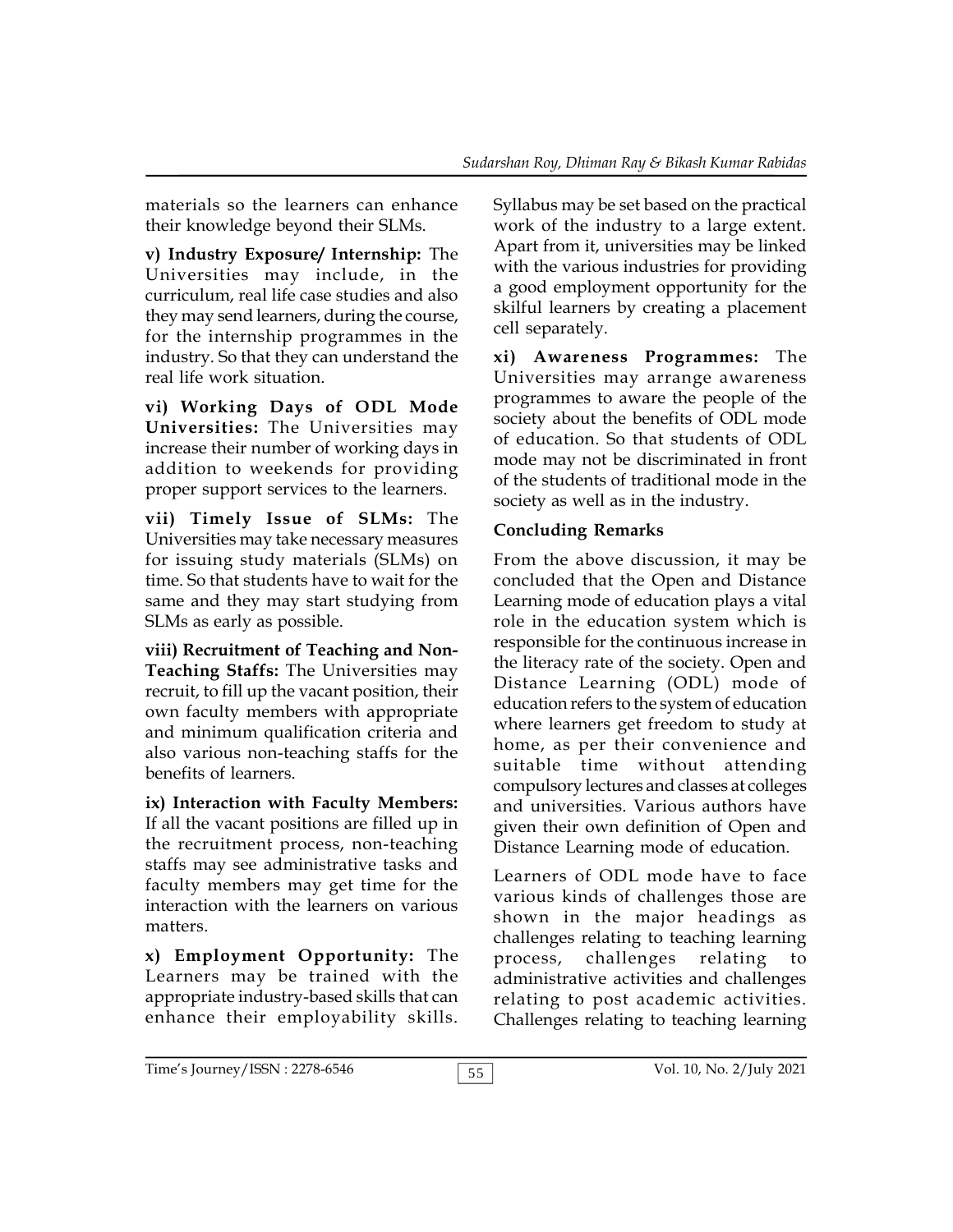materials so the learners can enhance their knowledge beyond their SLMs.

**v) Industry Exposure/ Internship:** The Universities may include, in the curriculum, real life case studies and also they may send learners, during the course, for the internship programmes in the industry. So that they can understand the real life work situation.

**vi) Working Days of ODL Mode Universities:** The Universities may increase their number of working days in addition to weekends for providing proper support services to the learners.

**vii) Timely Issue of SLMs:** The Universities may take necessary measures for issuing study materials (SLMs) on time. So that students have to wait for the same and they may start studying from SLMs as early as possible.

**viii) Recruitment of Teaching and Non-Teaching Staffs:** The Universities may recruit, to fill up the vacant position, their own faculty members with appropriate and minimum qualification criteria and also various non-teaching staffs for the benefits of learners.

**ix) Interaction with Faculty Members:** If all the vacant positions are filled up in the recruitment process, non-teaching staffs may see administrative tasks and faculty members may get time for the interaction with the learners on various matters.

**x) Employment Opportunity:** The Learners may be trained with the appropriate industry-based skills that can enhance their employability skills. Syllabus may be set based on the practical work of the industry to a large extent. Apart from it, universities may be linked with the various industries for providing a good employment opportunity for the skilful learners by creating a placement cell separately.

**xi) Awareness Programmes:** The Universities may arrange awareness programmes to aware the people of the society about the benefits of ODL mode of education. So that students of ODL mode may not be discriminated in front of the students of traditional mode in the society as well as in the industry.

## Concluding Remarks

From the above discussion, it may be concluded that the Open and Distance Learning mode of education plays a vital role in the education system which is responsible for the continuous increase in the literacy rate of the society. Open and Distance Learning (ODL) mode of education refers to the system of education where learners get freedom to study at home, as per their convenience and suitable time without attending compulsory lectures and classes at colleges and universities. Various authors have given their own definition of Open and Distance Learning mode of education.

Learners of ODL mode have to face various kinds of challenges those are shown in the major headings as challenges relating to teaching learning process, challenges relating to administrative activities and challenges relating to post academic activities. Challenges relating to teaching learning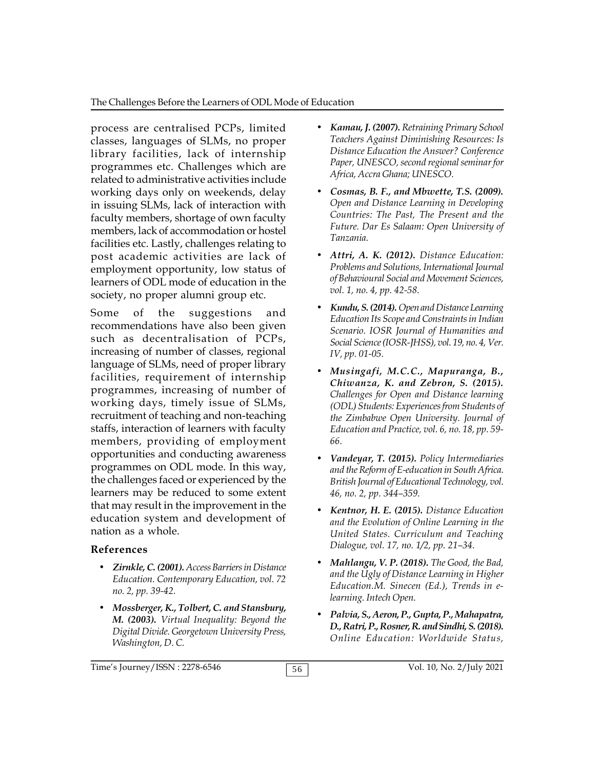process are centralised PCPs, limited classes, languages of SLMs, no proper library facilities, lack of internship programmes etc. Challenges which are related to administrative activities include working days only on weekends, delay in issuing SLMs, lack of interaction with faculty members, shortage of own faculty members, lack of accommodation or hostel facilities etc. Lastly, challenges relating to post academic activities are lack of employment opportunity, low status of learners of ODL mode of education in the society, no proper alumni group etc.

Some of the suggestions and recommendations have also been given such as decentralisation of PCPs, increasing of number of classes, regional language of SLMs, need of proper library facilities, requirement of internship programmes, increasing of number of working days, timely issue of SLMs, recruitment of teaching and non-teaching staffs, interaction of learners with faculty members, providing of employment opportunities and conducting awareness programmes on ODL mode. In this way, the challenges faced or experienced by the learners may be reduced to some extent that may result in the improvement in the education system and development of nation as a whole.

### References

- ***Zirnkle, C. (2001).*** *Access Barriers in Distance Education. Contemporary Education, vol. 72 no. 2, pp. 39-42.*
- ***Mossberger, K., Tolbert, C. and Stansbury, M. (2003).*** *Virtual Inequality: Beyond the Digital Divide. Georgetown University Press, Washington, D. C.*
- ***Kamau, J. (2007).*** *Retraining Primary School Teachers Against Diminishing Resources: Is Distance Education the Answer? Conference Paper, UNESCO, second regional seminar for Africa, Accra Ghana; UNESCO.*
- ***Cosmas, B. F., and Mbwette, T.S. (2009).*** *Open and Distance Learning in Developing Countries: The Past, The Present and the Future. Dar Es Salaam: Open University of Tanzania.*
- ***Attri, A. K. (2012).*** *Distance Education: Problems and Solutions, International Journal of Behavioural Social and Movement Sciences, vol. 1, no. 4, pp. 42-58.*
- ***Kundu, S. (2014).*** *Open and Distance Learning Education Its Scope and Constraints in Indian Scenario. IOSR Journal of Humanities and Social Science (IOSR-JHSS), vol. 19, no. 4, Ver. IV, pp. 01-05.*
- ***Musingafi, M.C.C., Mapuranga, B., Chiwanza, K. and Zebron, S. (2015).*** *Challenges for Open and Distance learning (ODL) Students: Experiences from Students of the Zimbabwe Open University. Journal of Education and Practice, vol. 6, no. 18, pp. 59-66.*
- ***Vandeyar, T. (2015).*** *Policy Intermediaries and the Reform of E-education in South Africa. British Journal of Educational Technology, vol. 46, no. 2, pp. 344–359.*
- ***Kentnor, H. E. (2015).*** *Distance Education and the Evolution of Online Learning in the United States. Curriculum and Teaching Dialogue, vol. 17, no. 1/2, pp. 21–34.*
- ***Mahlangu, V. P. (2018).*** *The Good, the Bad, and the Ugly of Distance Learning in Higher Education.M. Sinecen (Ed.), Trends in e-learning. Intech Open.*
- ***Palvia, S., Aeron, P., Gupta, P., Mahapatra, D., Ratri, P., Rosner, R. and Sindhi, S. (2018).*** *Online Education: Worldwide Status,*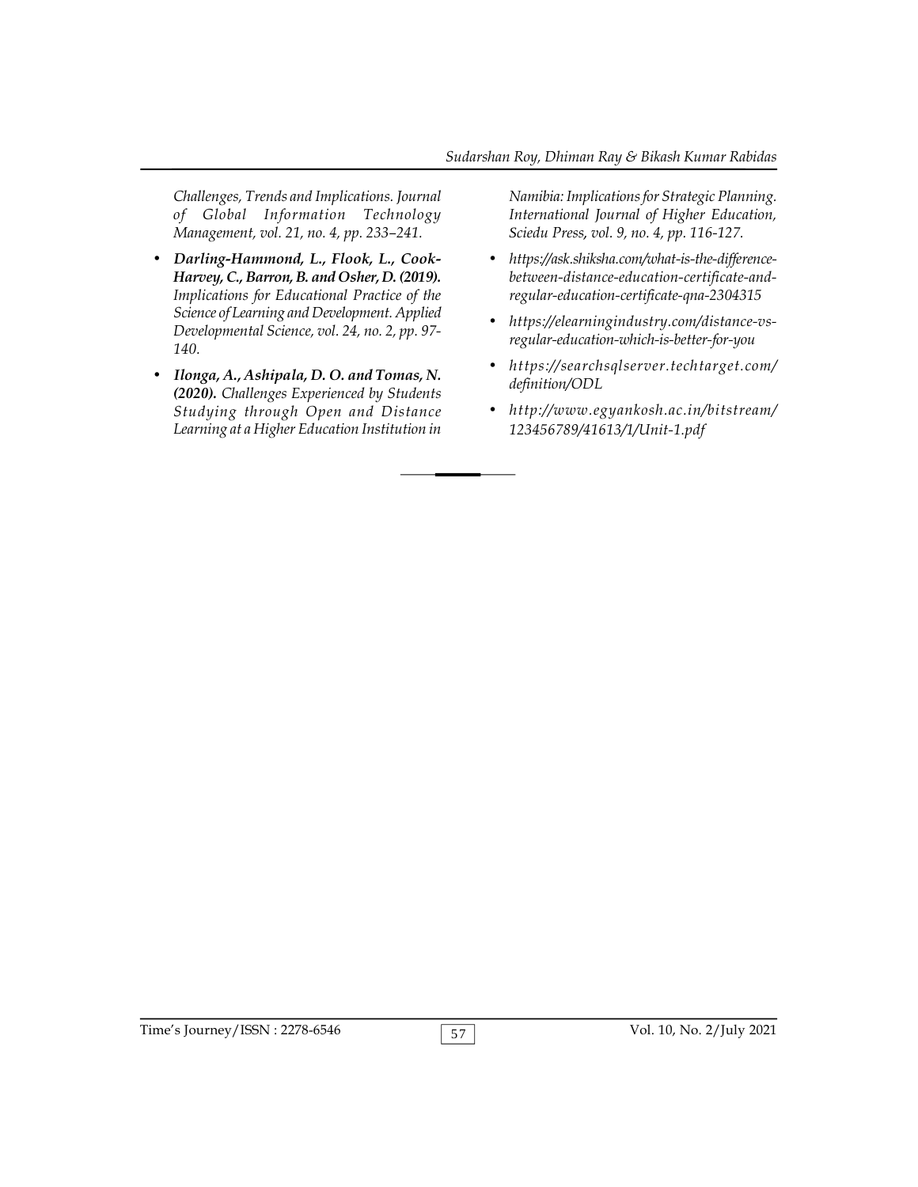*Challenges, Trends and Implications. Journal of Global Information Technology Management, vol. 21, no. 4, pp. 233–241.*

- ***Darling-Hammond, L., Flook, L., Cook-Harvey, C., Barron, B. and Osher, D. (2019).*** *Implications for Educational Practice of the Science of Learning and Development. Applied Developmental Science, vol. 24, no. 2, pp. 97-140.*
- ***Ilonga, A., Ashipala, D. O. and Tomas, N. (2020).*** *Challenges Experienced by Students Studying through Open and Distance Learning at a Higher Education Institution in Namibia: Implications for Strategic Planning. International Journal of Higher Education, Sciedu Press, vol. 9, no. 4, pp. 116-127.*
- *https://ask.shiksha.com/what-is-the-difference-between-distance-education-certificate-and-regular-education-certificate-qna-2304315*
- *https://elearningindustry.com/distance-vs-regular-education-which-is-better-for-you*
- *https://searchsqlserver.techtarget.com/definition/ODL*
- *http://www.egyankosh.ac.in/bitstream/123456789/41613/1/Unit-1.pdf*